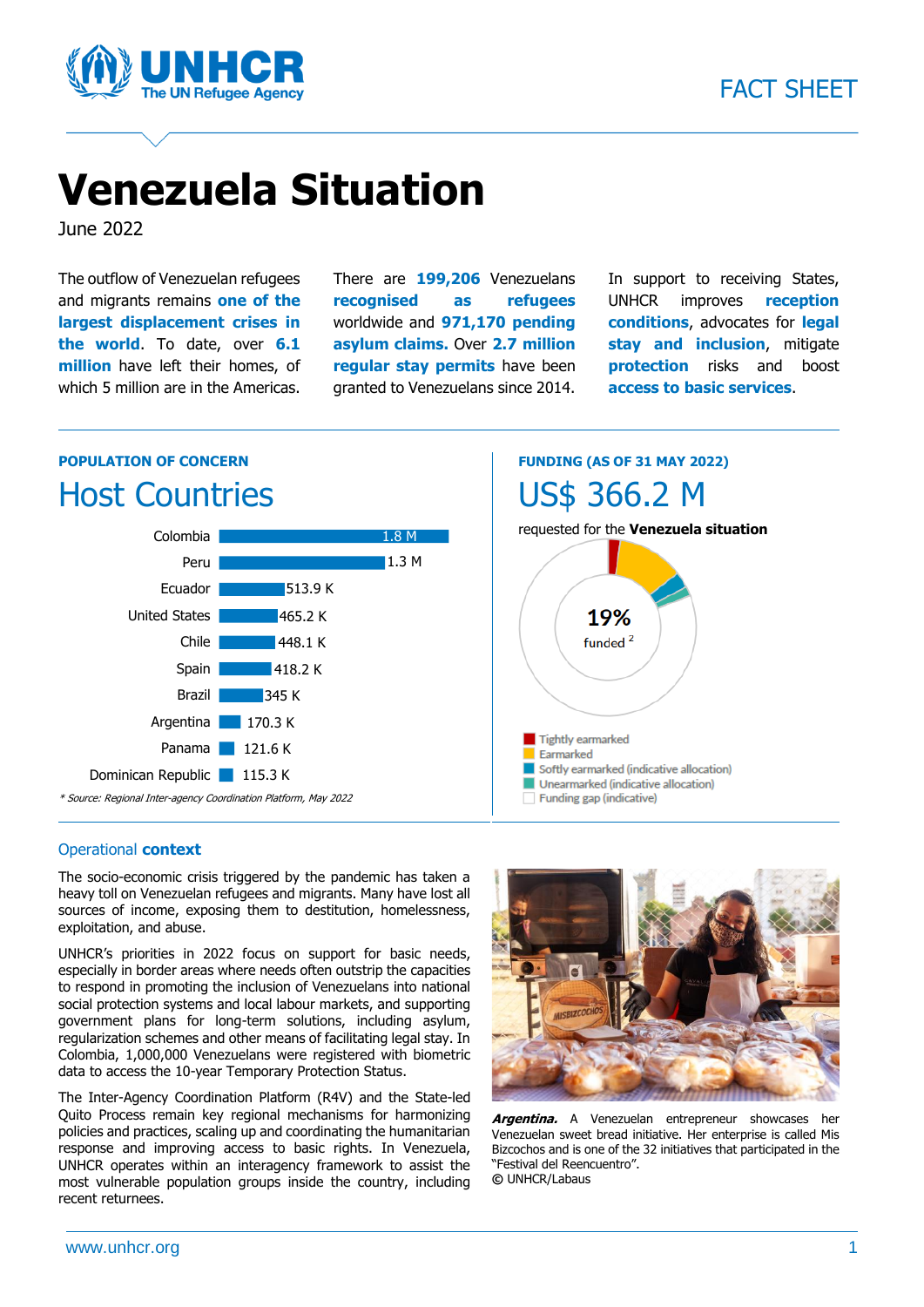FACT SHEET

# Venezuela Situation

June 2022

The outflow of Venezuelan refugees and migrants remains **one of the largest displacement crises in the world**. To date, over **6.1 million** have left their homes, of which 5 million are in the Americas.

There are **199,206** Venezuelans **recognised as refugees** worldwide and **971,170 pending asylum claims.** Over **2.7 million regular stay permits** have been granted to Venezuelans since 2014.

In support to receiving States, UNHCR improves **reception conditions**, advocates for **legal stay and inclusion**, mitigate **protection** risks and boost **access to basic services**.

## POPULATION OF CONCERN

### Host Countries

| Country | Population |
|---|---|
| Colombia | 1.8 M |
| Peru | 1.3 M |
| Ecuador | 513.9 K |
| United States | 465.2 K |
| Chile | 448.1 K |
| Spain | 418.2 K |
| Brazil | 345 K |
| Argentina | 170.3 K |
| Panama | 121.6 K |
| Dominican Republic | 115.3 K |

*\* Source: Regional Inter-agency Coordination Platform, May 2022*

## FUNDING (AS OF 31 MAY 2022)

### US$ 366.2 M

requested for the **Venezuela situation**

19% funded [2]

- Tightly earmarked
- Earmarked
- Softly earmarked (indicative allocation)
- Unearmarked (indicative allocation)
- Funding gap (indicative)

## Operational **context**

The socio-economic crisis triggered by the pandemic has taken a heavy toll on Venezuelan refugees and migrants. Many have lost all sources of income, exposing them to destitution, homelessness, exploitation, and abuse.

UNHCR's priorities in 2022 focus on support for basic needs, especially in border areas where needs often outstrip the capacities to respond in promoting the inclusion of Venezuelans into national social protection systems and local labour markets, and supporting government plans for long-term solutions, including asylum, regularization schemes and other means of facilitating legal stay. In Colombia, 1,000,000 Venezuelans were registered with biometric data to access the 10-year Temporary Protection Status.

The Inter-Agency Coordination Platform (R4V) and the State-led Quito Process remain key regional mechanisms for harmonizing policies and practices, scaling up and coordinating the humanitarian response and improving access to basic rights. In Venezuela, UNHCR operates within an interagency framework to assist the most vulnerable population groups inside the country, including recent returnees.

***Argentina.*** A Venezuelan entrepreneur showcases her Venezuelan sweet bread initiative. Her enterprise is called Mis Bizcochos and is one of the 32 initiatives that participated in the "Festival del Reencuentro". © UNHCR/Labaus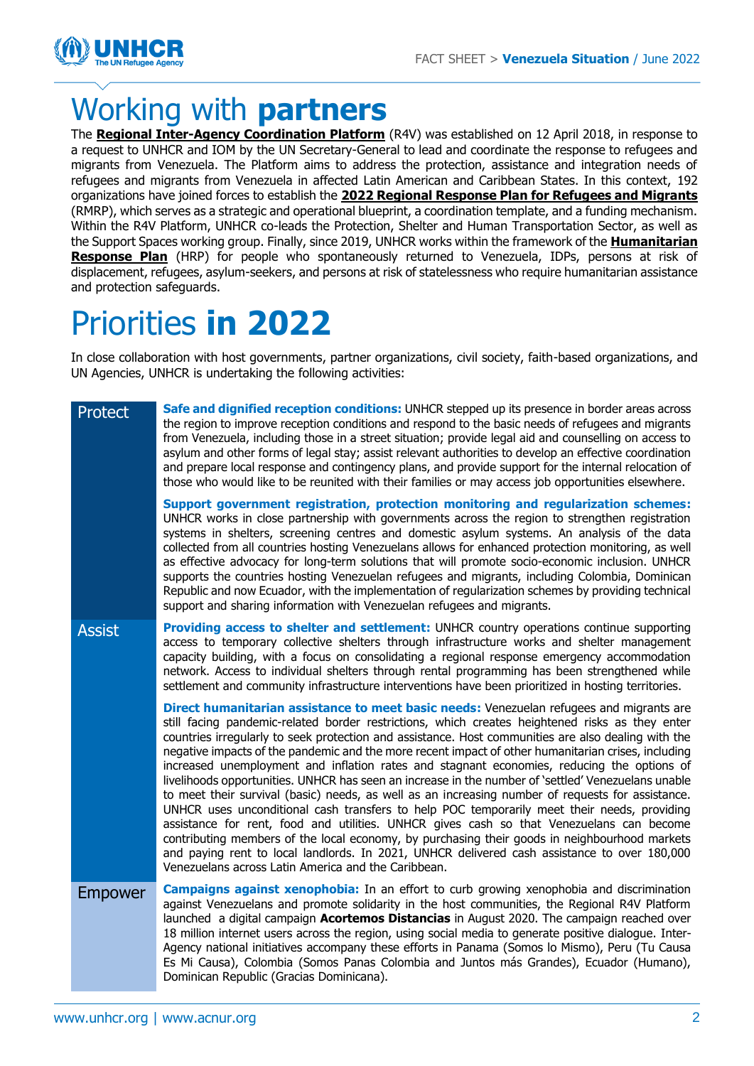# Working with **partners**

The **Regional Inter-Agency Coordination Platform** (R4V) was established on 12 April 2018, in response to a request to UNHCR and IOM by the UN Secretary-General to lead and coordinate the response to refugees and migrants from Venezuela. The Platform aims to address the protection, assistance and integration needs of refugees and migrants from Venezuela in affected Latin American and Caribbean States. In this context, 192 organizations have joined forces to establish the **2022 Regional Response Plan for Refugees and Migrants** (RMRP), which serves as a strategic and operational blueprint, a coordination template, and a funding mechanism. Within the R4V Platform, UNHCR co-leads the Protection, Shelter and Human Transportation Sector, as well as the Support Spaces working group. Finally, since 2019, UNHCR works within the framework of the **Humanitarian Response Plan** (HRP) for people who spontaneously returned to Venezuela, IDPs, persons at risk of displacement, refugees, asylum-seekers, and persons at risk of statelessness who require humanitarian assistance and protection safeguards.

# Priorities **in 2022**

In close collaboration with host governments, partner organizations, civil society, faith-based organizations, and UN Agencies, UNHCR is undertaking the following activities:

## Protect

**Safe and dignified reception conditions:** UNHCR stepped up its presence in border areas across the region to improve reception conditions and respond to the basic needs of refugees and migrants from Venezuela, including those in a street situation; provide legal aid and counselling on access to asylum and other forms of legal stay; assist relevant authorities to develop an effective coordination and prepare local response and contingency plans, and provide support for the internal relocation of those who would like to be reunited with their families or may access job opportunities elsewhere.

**Support government registration, protection monitoring and regularization schemes:** UNHCR works in close partnership with governments across the region to strengthen registration systems in shelters, screening centres and domestic asylum systems. An analysis of the data collected from all countries hosting Venezuelans allows for enhanced protection monitoring, as well as effective advocacy for long-term solutions that will promote socio-economic inclusion. UNHCR supports the countries hosting Venezuelan refugees and migrants, including Colombia, Dominican Republic and now Ecuador, with the implementation of regularization schemes by providing technical support and sharing information with Venezuelan refugees and migrants.

## Assist

**Providing access to shelter and settlement:** UNHCR country operations continue supporting access to temporary collective shelters through infrastructure works and shelter management capacity building, with a focus on consolidating a regional response emergency accommodation network. Access to individual shelters through rental programming has been strengthened while settlement and community infrastructure interventions have been prioritized in hosting territories.

**Direct humanitarian assistance to meet basic needs:** Venezuelan refugees and migrants are still facing pandemic-related border restrictions, which creates heightened risks as they enter countries irregularly to seek protection and assistance. Host communities are also dealing with the negative impacts of the pandemic and the more recent impact of other humanitarian crises, including increased unemployment and inflation rates and stagnant economies, reducing the options of livelihoods opportunities. UNHCR has seen an increase in the number of 'settled' Venezuelans unable to meet their survival (basic) needs, as well as an increasing number of requests for assistance. UNHCR uses unconditional cash transfers to help POC temporarily meet their needs, providing assistance for rent, food and utilities. UNHCR gives cash so that Venezuelans can become contributing members of the local economy, by purchasing their goods in neighbourhood markets and paying rent to local landlords. In 2021, UNHCR delivered cash assistance to over 180,000 Venezuelans across Latin America and the Caribbean.

## Empower

**Campaigns against xenophobia:** In an effort to curb growing xenophobia and discrimination against Venezuelans and promote solidarity in the host communities, the Regional R4V Platform launched a digital campaign **Acortemos Distancias** in August 2020. The campaign reached over 18 million internet users across the region, using social media to generate positive dialogue. Inter-Agency national initiatives accompany these efforts in Panama (Somos lo Mismo), Peru (Tu Causa Es Mi Causa), Colombia (Somos Panas Colombia and Juntos más Grandes), Ecuador (Humano), Dominican Republic (Gracias Dominicana).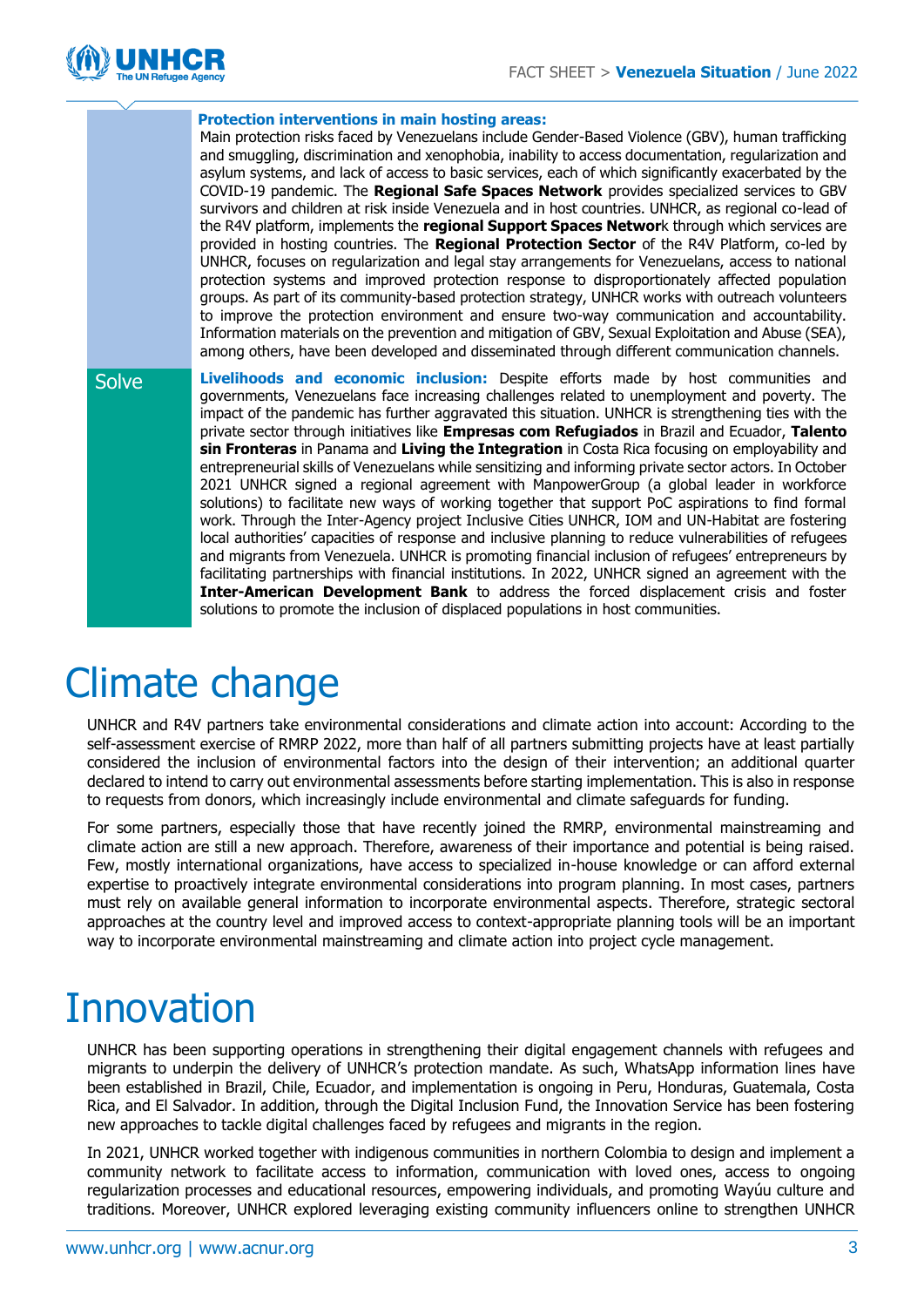**Protection interventions in main hosting areas:** Main protection risks faced by Venezuelans include Gender-Based Violence (GBV), human trafficking and smuggling, discrimination and xenophobia, inability to access documentation, regularization and asylum systems, and lack of access to basic services, each of which significantly exacerbated by the COVID-19 pandemic. The **Regional Safe Spaces Network** provides specialized services to GBV survivors and children at risk inside Venezuela and in host countries. UNHCR, as regional co-lead of the R4V platform, implements the **regional Support Spaces Networ**k through which services are provided in hosting countries. The **Regional Protection Sector** of the R4V Platform, co-led by UNHCR, focuses on regularization and legal stay arrangements for Venezuelans, access to national protection systems and improved protection response to disproportionately affected population groups. As part of its community-based protection strategy, UNHCR works with outreach volunteers to improve the protection environment and ensure two-way communication and accountability. Information materials on the prevention and mitigation of GBV, Sexual Exploitation and Abuse (SEA), among others, have been developed and disseminated through different communication channels.

### Solve

**Livelihoods and economic inclusion:** Despite efforts made by host communities and governments, Venezuelans face increasing challenges related to unemployment and poverty. The impact of the pandemic has further aggravated this situation. UNHCR is strengthening ties with the private sector through initiatives like **Empresas com Refugiados** in Brazil and Ecuador, **Talento sin Fronteras** in Panama and **Living the Integration** in Costa Rica focusing on employability and entrepreneurial skills of Venezuelans while sensitizing and informing private sector actors. In October 2021 UNHCR signed a regional agreement with ManpowerGroup (a global leader in workforce solutions) to facilitate new ways of working together that support PoC aspirations to find formal work. Through the Inter-Agency project Inclusive Cities UNHCR, IOM and UN-Habitat are fostering local authorities' capacities of response and inclusive planning to reduce vulnerabilities of refugees and migrants from Venezuela. UNHCR is promoting financial inclusion of refugees' entrepreneurs by facilitating partnerships with financial institutions. In 2022, UNHCR signed an agreement with the **Inter-American Development Bank** to address the forced displacement crisis and foster solutions to promote the inclusion of displaced populations in host communities.

# Climate change

UNHCR and R4V partners take environmental considerations and climate action into account: According to the self-assessment exercise of RMRP 2022, more than half of all partners submitting projects have at least partially considered the inclusion of environmental factors into the design of their intervention; an additional quarter declared to intend to carry out environmental assessments before starting implementation. This is also in response to requests from donors, which increasingly include environmental and climate safeguards for funding.

For some partners, especially those that have recently joined the RMRP, environmental mainstreaming and climate action are still a new approach. Therefore, awareness of their importance and potential is being raised. Few, mostly international organizations, have access to specialized in-house knowledge or can afford external expertise to proactively integrate environmental considerations into program planning. In most cases, partners must rely on available general information to incorporate environmental aspects. Therefore, strategic sectoral approaches at the country level and improved access to context-appropriate planning tools will be an important way to incorporate environmental mainstreaming and climate action into project cycle management.

# Innovation

UNHCR has been supporting operations in strengthening their digital engagement channels with refugees and migrants to underpin the delivery of UNHCR's protection mandate. As such, WhatsApp information lines have been established in Brazil, Chile, Ecuador, and implementation is ongoing in Peru, Honduras, Guatemala, Costa Rica, and El Salvador. In addition, through the Digital Inclusion Fund, the Innovation Service has been fostering new approaches to tackle digital challenges faced by refugees and migrants in the region.

In 2021, UNHCR worked together with indigenous communities in northern Colombia to design and implement a community network to facilitate access to information, communication with loved ones, access to ongoing regularization processes and educational resources, empowering individuals, and promoting Wayúu culture and traditions. Moreover, UNHCR explored leveraging existing community influencers online to strengthen UNHCR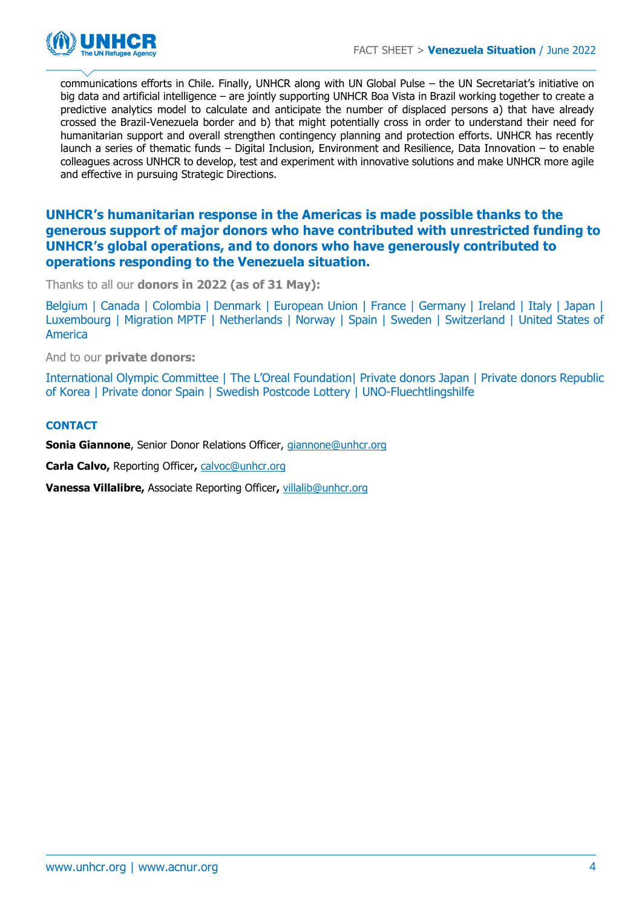communications efforts in Chile. Finally, UNHCR along with UN Global Pulse – the UN Secretariat's initiative on big data and artificial intelligence – are jointly supporting UNHCR Boa Vista in Brazil working together to create a predictive analytics model to calculate and anticipate the number of displaced persons a) that have already crossed the Brazil-Venezuela border and b) that might potentially cross in order to understand their need for humanitarian support and overall strengthen contingency planning and protection efforts. UNHCR has recently launch a series of thematic funds – Digital Inclusion, Environment and Resilience, Data Innovation – to enable colleagues across UNHCR to develop, test and experiment with innovative solutions and make UNHCR more agile and effective in pursuing Strategic Directions.

## UNHCR's humanitarian response in the Americas is made possible thanks to the generous support of major donors who have contributed with unrestricted funding to UNHCR's global operations, and to donors who have generously contributed to operations responding to the Venezuela situation.

Thanks to all our **donors in 2022 (as of 31 May):**

Belgium | Canada | Colombia | Denmark | European Union | France | Germany | Ireland | Italy | Japan | Luxembourg | Migration MPTF | Netherlands | Norway | Spain | Sweden | Switzerland | United States of America

And to our **private donors:**

International Olympic Committee | The L'Oreal Foundation| Private donors Japan | Private donors Republic of Korea | Private donor Spain | Swedish Postcode Lottery | UNO-Fluechtlingshilfe

### CONTACT

**Sonia Giannone**, Senior Donor Relations Officer, giannone@unhcr.org

**Carla Calvo,** Reporting Officer**,** calvoc@unhcr.org

**Vanessa Villalibre,** Associate Reporting Officer**,** villalib@unhcr.org